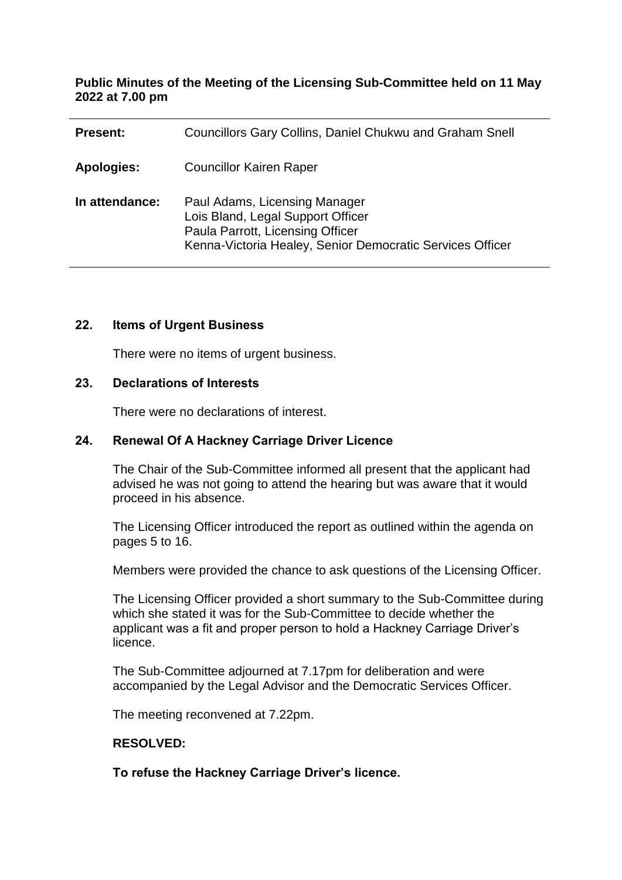**Public Minutes of the Meeting of the Licensing Sub-Committee held on 11 May 2022 at 7.00 pm**

| | |
|---|---|
| **Present:** | Councillors Gary Collins, Daniel Chukwu and Graham Snell |
| **Apologies:** | Councillor Kairen Raper |
| **In attendance:** | Paul Adams, Licensing Manager<br>Lois Bland, Legal Support Officer<br>Paula Parrott, Licensing Officer<br>Kenna-Victoria Healey, Senior Democratic Services Officer |

## 22. Items of Urgent Business

There were no items of urgent business.

## 23. Declarations of Interests

There were no declarations of interest.

## 24. Renewal Of A Hackney Carriage Driver Licence

The Chair of the Sub-Committee informed all present that the applicant had advised he was not going to attend the hearing but was aware that it would proceed in his absence.

The Licensing Officer introduced the report as outlined within the agenda on pages 5 to 16.

Members were provided the chance to ask questions of the Licensing Officer.

The Licensing Officer provided a short summary to the Sub-Committee during which she stated it was for the Sub-Committee to decide whether the applicant was a fit and proper person to hold a Hackney Carriage Driver's licence.

The Sub-Committee adjourned at 7.17pm for deliberation and were accompanied by the Legal Advisor and the Democratic Services Officer.

The meeting reconvened at 7.22pm.

**RESOLVED:**

**To refuse the Hackney Carriage Driver's licence.**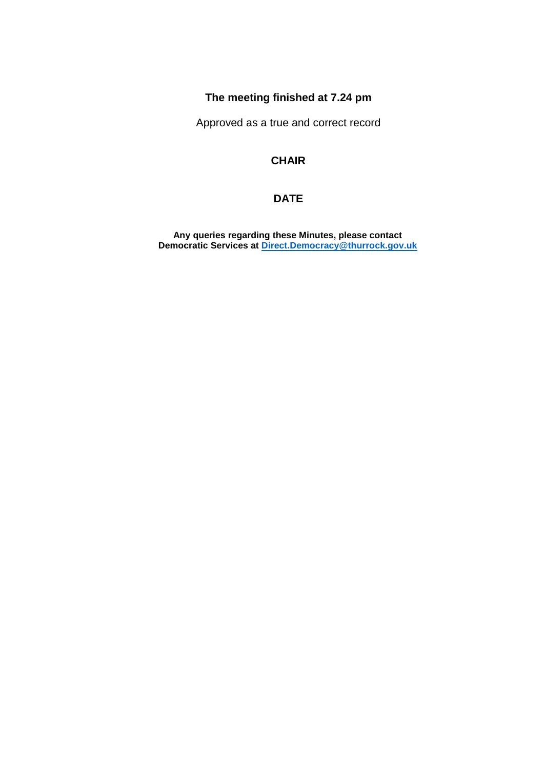**The meeting finished at 7.24 pm**

Approved as a true and correct record

**CHAIR**

**DATE**

**Any queries regarding these Minutes, please contact Democratic Services at [Direct.Democracy@thurrock.gov.uk](mailto:Direct.Democracy@thurrock.gov.uk)**